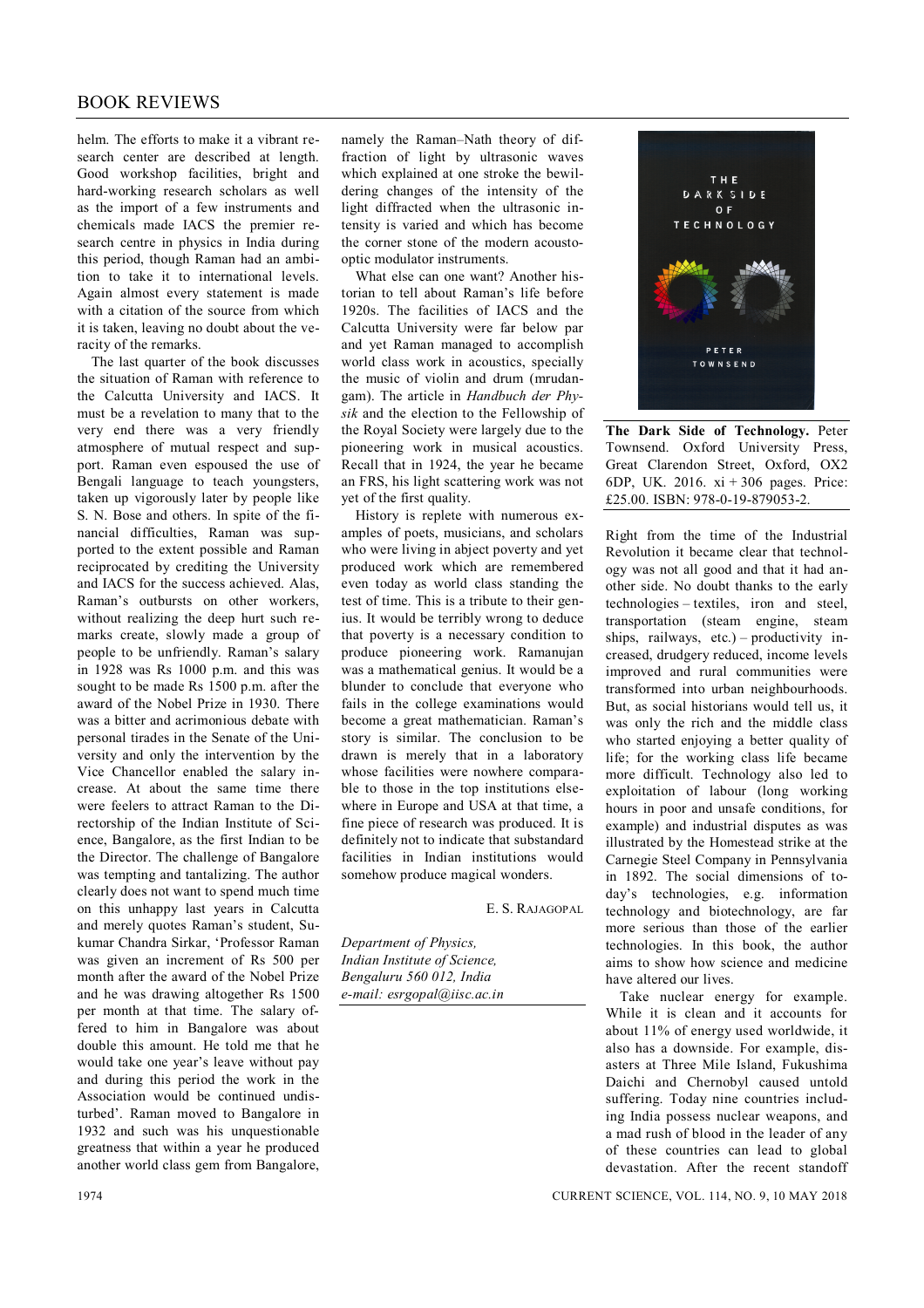helm. The efforts to make it a vibrant research center are described at length. Good workshop facilities, bright and hard-working research scholars as well as the import of a few instruments and chemicals made IACS the premier research centre in physics in India during this period, though Raman had an ambition to take it to international levels. Again almost every statement is made with a citation of the source from which it is taken, leaving no doubt about the veracity of the remarks.

The last quarter of the book discusses the situation of Raman with reference to the Calcutta University and IACS. It must be a revelation to many that to the very end there was a very friendly atmosphere of mutual respect and support. Raman even espoused the use of Bengali language to teach youngsters, taken up vigorously later by people like S. N. Bose and others. In spite of the financial difficulties, Raman was supported to the extent possible and Raman reciprocated by crediting the University and IACS for the success achieved. Alas, Raman's outbursts on other workers, without realizing the deep hurt such remarks create, slowly made a group of people to be unfriendly. Raman's salary in 1928 was Rs 1000 p.m. and this was sought to be made Rs 1500 p.m. after the award of the Nobel Prize in 1930. There was a bitter and acrimonious debate with personal tirades in the Senate of the University and only the intervention by the Vice Chancellor enabled the salary increase. At about the same time there were feelers to attract Raman to the Directorship of the Indian Institute of Science, Bangalore, as the first Indian to be the Director. The challenge of Bangalore was tempting and tantalizing. The author clearly does not want to spend much time on this unhappy last years in Calcutta and merely quotes Raman's student, Sukumar Chandra Sirkar, 'Professor Raman was given an increment of Rs 500 per month after the award of the Nobel Prize and he was drawing altogether Rs 1500 per month at that time. The salary offered to him in Bangalore was about double this amount. He told me that he would take one year's leave without pay and during this period the work in the Association would be continued undisturbed'. Raman moved to Bangalore in 1932 and such was his unquestionable greatness that within a year he produced another world class gem from Bangalore, namely the Raman–Nath theory of diffraction of light by ultrasonic waves which explained at one stroke the bewildering changes of the intensity of the light diffracted when the ultrasonic intensity is varied and which has become the corner stone of the modern acousto-optic modulator instruments.

What else can one want? Another historian to tell about Raman's life before 1920s. The facilities of IACS and the Calcutta University were far below par and yet Raman managed to accomplish world class work in acoustics, specially the music of violin and drum (mrudangam). The article in *Handbuch der Physik* and the election to the Fellowship of the Royal Society were largely due to the pioneering work in musical acoustics. Recall that in 1924, the year he became an FRS, his light scattering work was not yet of the first quality.

History is replete with numerous examples of poets, musicians, and scholars who were living in abject poverty and yet produced work which are remembered even today as world class standing the test of time. This is a tribute to their genius. It would be terribly wrong to deduce that poverty is a necessary condition to produce pioneering work. Ramanujan was a mathematical genius. It would be a blunder to conclude that everyone who fails in the college examinations would become a great mathematician. Raman's story is similar. The conclusion to be drawn is merely that in a laboratory whose facilities were nowhere comparable to those in the top institutions elsewhere in Europe and USA at that time, a fine piece of research was produced. It is definitely not to indicate that substandard facilities in Indian institutions would somehow produce magical wonders.

E. S. Rajagopal

*Department of Physics,*
*Indian Institute of Science,*
*Bengaluru 560 012, India*
*e-mail: esrgopal@iisc.ac.in*

---

**The Dark Side of Technology.** Peter Townsend. Oxford University Press, Great Clarendon Street, Oxford, OX2 6DP, UK. 2016. xi + 306 pages. Price: £25.00. ISBN: 978-0-19-879053-2.

Right from the time of the Industrial Revolution it became clear that technology was not all good and that it had another side. No doubt thanks to the early technologies – textiles, iron and steel, transportation (steam engine, steam ships, railways, etc.) – productivity increased, drudgery reduced, income levels improved and rural communities were transformed into urban neighbourhoods. But, as social historians would tell us, it was only the rich and the middle class who started enjoying a better quality of life; for the working class life became more difficult. Technology also led to exploitation of labour (long working hours in poor and unsafe conditions, for example) and industrial disputes as was illustrated by the Homestead strike at the Carnegie Steel Company in Pennsylvania in 1892. The social dimensions of today's technologies, e.g. information technology and biotechnology, are far more serious than those of the earlier technologies. In this book, the author aims to show how science and medicine have altered our lives.

Take nuclear energy for example. While it is clean and it accounts for about 11% of energy used worldwide, it also has a downside. For example, disasters at Three Mile Island, Fukushima Daichi and Chernobyl caused untold suffering. Today nine countries including India possess nuclear weapons, and a mad rush of blood in the leader of any of these countries can lead to global devastation. After the recent standoff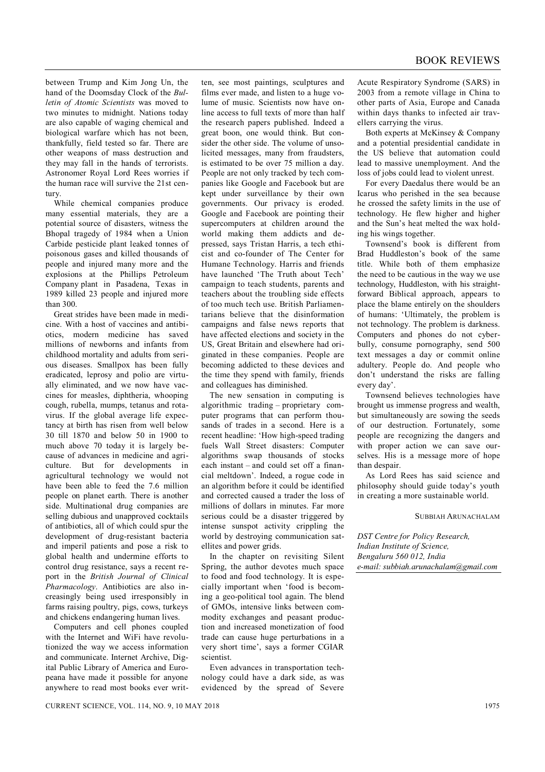between Trump and Kim Jong Un, the hand of the Doomsday Clock of the *Bulletin of Atomic Scientists* was moved to two minutes to midnight. Nations today are also capable of waging chemical and biological warfare which has not been, thankfully, field tested so far. There are other weapons of mass destruction and they may fall in the hands of terrorists. Astronomer Royal Lord Rees worries if the human race will survive the 21st century.

While chemical companies produce many essential materials, they are a potential source of disasters, witness the Bhopal tragedy of 1984 when a Union Carbide pesticide plant leaked tonnes of poisonous gases and killed thousands of people and injured many more and the explosions at the Phillips Petroleum Company plant in Pasadena, Texas in 1989 killed 23 people and injured more than 300.

Great strides have been made in medicine. With a host of vaccines and antibiotics, modern medicine has saved millions of newborns and infants from childhood mortality and adults from serious diseases. Smallpox has been fully eradicated, leprosy and polio are virtually eliminated, and we now have vaccines for measles, diphtheria, whooping cough, rubella, mumps, tetanus and rotavirus. If the global average life expectancy at birth has risen from well below 30 till 1870 and below 50 in 1900 to much above 70 today it is largely because of advances in medicine and agriculture. But for developments in agricultural technology we would not have been able to feed the 7.6 million people on planet earth. There is another side. Multinational drug companies are selling dubious and unapproved cocktails of antibiotics, all of which could spur the development of drug-resistant bacteria and imperil patients and pose a risk to global health and undermine efforts to control drug resistance, says a recent report in the *British Journal of Clinical Pharmacology*. Antibiotics are also increasingly being used irresponsibly in farms raising poultry, pigs, cows, turkeys and chickens endangering human lives.

Computers and cell phones coupled with the Internet and WiFi have revolutionized the way we access information and communicate. Internet Archive, Digital Public Library of America and Europeana have made it possible for anyone anywhere to read most books ever written, see most paintings, sculptures and films ever made, and listen to a huge volume of music. Scientists now have online access to full texts of more than half the research papers published. Indeed a great boon, one would think. But consider the other side. The volume of unsolicited messages, many from fraudsters, is estimated to be over 75 million a day. People are not only tracked by tech companies like Google and Facebook but are kept under surveillance by their own governments. Our privacy is eroded. Google and Facebook are pointing their supercomputers at children around the world making them addicts and depressed, says Tristan Harris, a tech ethicist and co-founder of The Center for Humane Technology. Harris and friends have launched 'The Truth about Tech' campaign to teach students, parents and teachers about the troubling side effects of too much tech use. British Parliamentarians believe that the disinformation campaigns and false news reports that have affected elections and society in the US, Great Britain and elsewhere had originated in these companies. People are becoming addicted to these devices and the time they spend with family, friends and colleagues has diminished.

The new sensation in computing is algorithmic trading – proprietary computer programs that can perform thousands of trades in a second. Here is a recent headline: 'How high-speed trading fuels Wall Street disasters: Computer algorithms swap thousands of stocks each instant – and could set off a financial meltdown'. Indeed, a rogue code in an algorithm before it could be identified and corrected caused a trader the loss of millions of dollars in minutes. Far more serious could be a disaster triggered by intense sunspot activity crippling the world by destroying communication satellites and power grids.

In the chapter on revisiting Silent Spring, the author devotes much space to food and food technology. It is especially important when 'food is becoming a geo-political tool again. The blend of GMOs, intensive links between commodity exchanges and peasant production and increased monetization of food trade can cause huge perturbations in a very short time', says a former CGIAR scientist.

Even advances in transportation technology could have a dark side, as was evidenced by the spread of Severe Acute Respiratory Syndrome (SARS) in 2003 from a remote village in China to other parts of Asia, Europe and Canada within days thanks to infected air travellers carrying the virus.

Both experts at McKinsey & Company and a potential presidential candidate in the US believe that automation could lead to massive unemployment. And the loss of jobs could lead to violent unrest.

For every Daedalus there would be an Icarus who perished in the sea because he crossed the safety limits in the use of technology. He flew higher and higher and the Sun's heat melted the wax holding his wings together.

Townsend's book is different from Brad Huddleston's book of the same title. While both of them emphasize the need to be cautious in the way we use technology, Huddleston, with his straightforward Biblical approach, appears to place the blame entirely on the shoulders of humans: 'Ultimately, the problem is not technology. The problem is darkness. Computers and phones do not cyberbully, consume pornography, send 500 text messages a day or commit online adultery. People do. And people who don't understand the risks are falling every day'.

Townsend believes technologies have brought us immense progress and wealth, but simultaneously are sowing the seeds of our destruction. Fortunately, some people are recognizing the dangers and with proper action we can save ourselves. His is a message more of hope than despair.

As Lord Rees has said science and philosophy should guide today's youth in creating a more sustainable world.

SUBBIAH ARUNACHALAM

*DST Centre for Policy Research,*
*Indian Institute of Science,*
*Bengaluru 560 012, India*
*e-mail: subbiah.arunachalam@gmail.com*